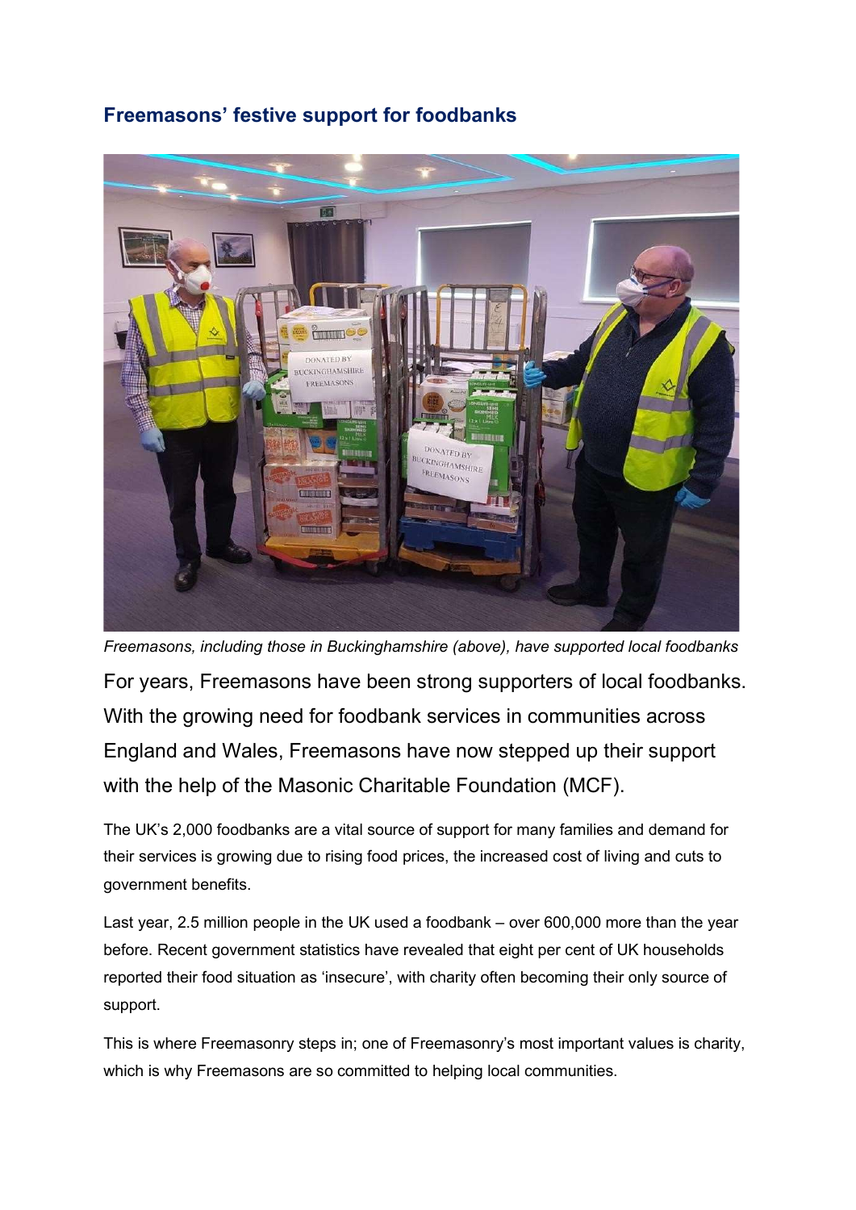## Freemasons' festive support for foodbanks

*Freemasons, including those in Buckinghamshire (above), have supported local foodbanks*

For years, Freemasons have been strong supporters of local foodbanks. With the growing need for foodbank services in communities across England and Wales, Freemasons have now stepped up their support with the help of the Masonic Charitable Foundation (MCF).

The UK's 2,000 foodbanks are a vital source of support for many families and demand for their services is growing due to rising food prices, the increased cost of living and cuts to government benefits.

Last year, 2.5 million people in the UK used a foodbank – over 600,000 more than the year before. Recent government statistics have revealed that eight per cent of UK households reported their food situation as 'insecure', with charity often becoming their only source of support.

This is where Freemasonry steps in; one of Freemasonry's most important values is charity, which is why Freemasons are so committed to helping local communities.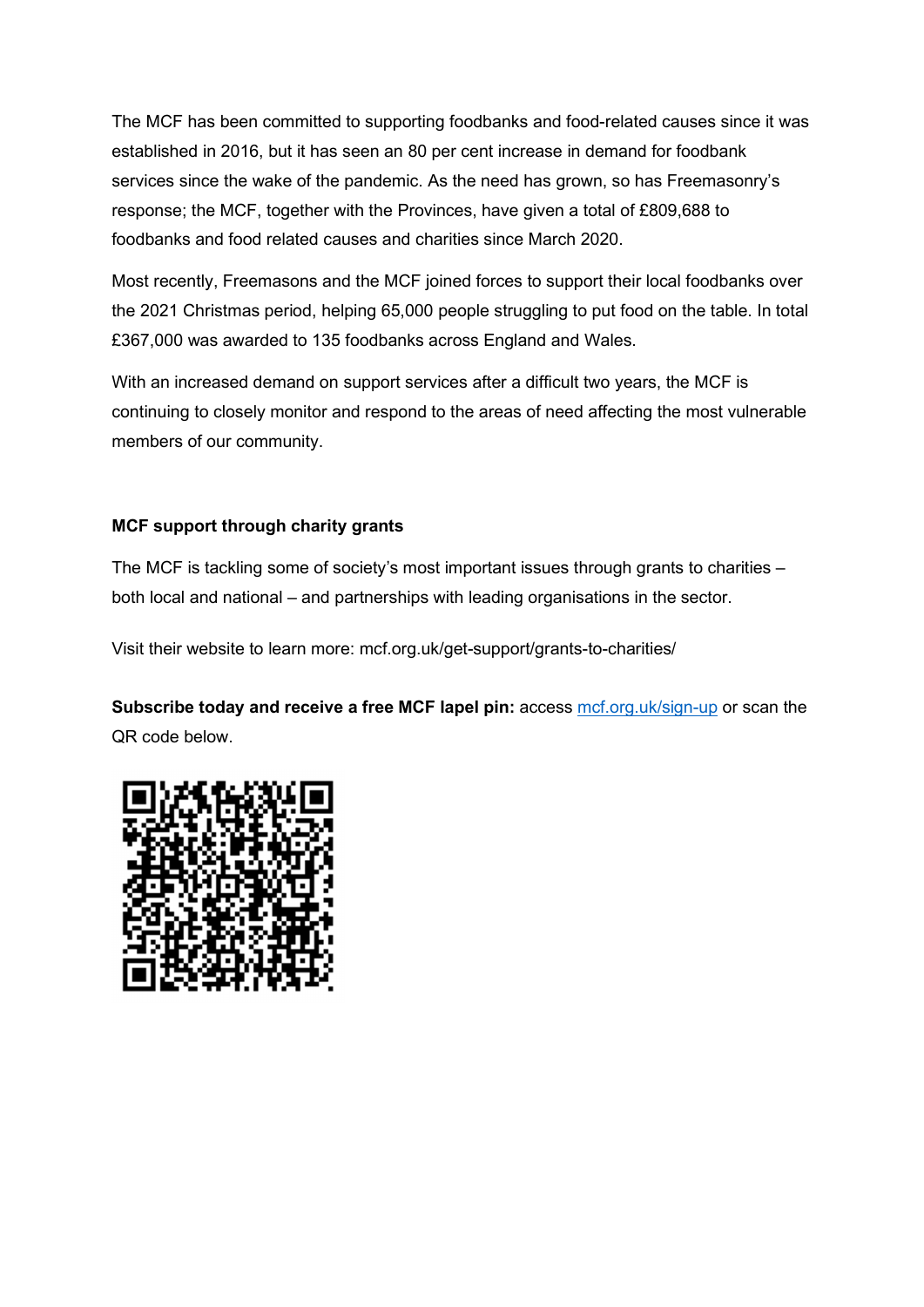The MCF has been committed to supporting foodbanks and food-related causes since it was established in 2016, but it has seen an 80 per cent increase in demand for foodbank services since the wake of the pandemic. As the need has grown, so has Freemasonry's response; the MCF, together with the Provinces, have given a total of £809,688 to foodbanks and food related causes and charities since March 2020.

Most recently, Freemasons and the MCF joined forces to support their local foodbanks over the 2021 Christmas period, helping 65,000 people struggling to put food on the table. In total £367,000 was awarded to 135 foodbanks across England and Wales.

With an increased demand on support services after a difficult two years, the MCF is continuing to closely monitor and respond to the areas of need affecting the most vulnerable members of our community.

**MCF support through charity grants**

The MCF is tackling some of society's most important issues through grants to charities – both local and national – and partnerships with leading organisations in the sector.

Visit their website to learn more: mcf.org.uk/get-support/grants-to-charities/

**Subscribe today and receive a free MCF lapel pin:** access mcf.org.uk/sign-up or scan the QR code below.